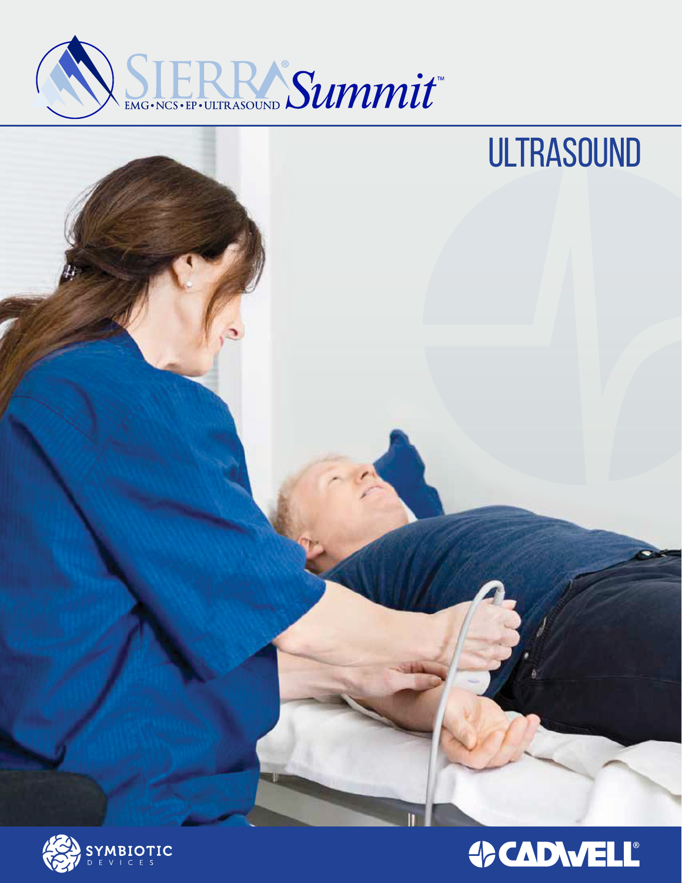SIERRA® Summit™

EMG • NCS • EP • ULTRASOUND

# ULTRASOUND

SYMBIOTIC DEVICES

CADWELL®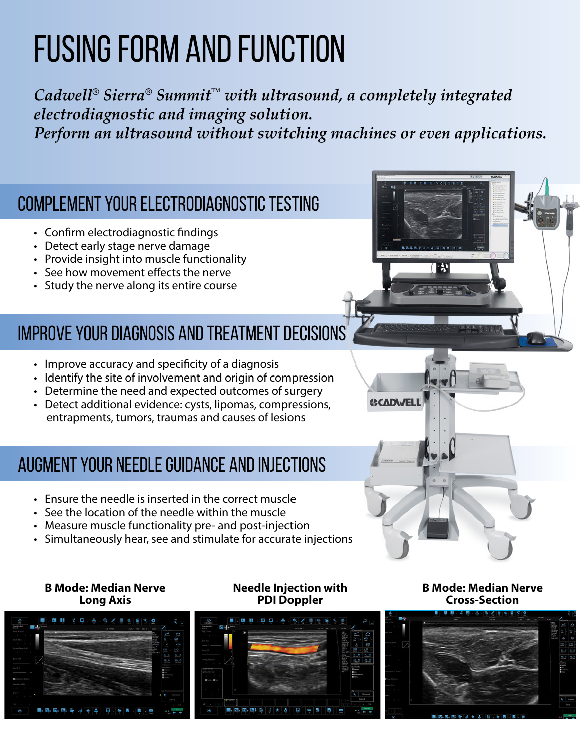# FUSING FORM AND FUNCTION

*Cadwell® Sierra® Summit™ with ultrasound, a completely integrated electrodiagnostic and imaging solution.*
*Perform an ultrasound without switching machines or even applications.*

## COMPLEMENT YOUR ELECTRODIAGNOSTIC TESTING

- Confirm electrodiagnostic findings
- Detect early stage nerve damage
- Provide insight into muscle functionality
- See how movement effects the nerve
- Study the nerve along its entire course

## IMPROVE YOUR DIAGNOSIS AND TREATMENT DECISIONS

- Improve accuracy and specificity of a diagnosis
- Identify the site of involvement and origin of compression
- Determine the need and expected outcomes of surgery
- Detect additional evidence: cysts, lipomas, compressions, entrapments, tumors, traumas and causes of lesions

## AUGMENT YOUR NEEDLE GUIDANCE AND INJECTIONS

- Ensure the needle is inserted in the correct muscle
- See the location of the needle within the muscle
- Measure muscle functionality pre- and post-injection
- Simultaneously hear, see and stimulate for accurate injections

**B Mode: Median Nerve Long Axis**

**Needle Injection with PDI Doppler**

**B Mode: Median Nerve Cross-Section**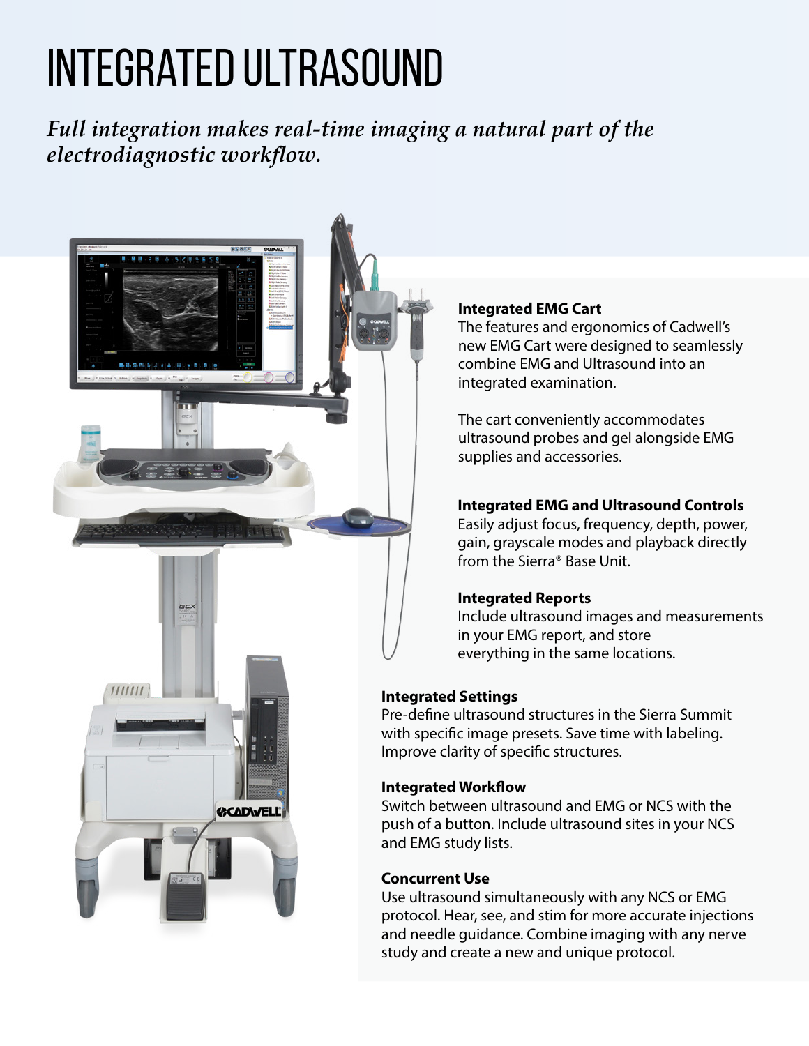# INTEGRATED ULTRASOUND

*Full integration makes real-time imaging a natural part of the electrodiagnostic workflow.*

**Integrated EMG Cart**
The features and ergonomics of Cadwell's new EMG Cart were designed to seamlessly combine EMG and Ultrasound into an integrated examination.

The cart conveniently accommodates ultrasound probes and gel alongside EMG supplies and accessories.

**Integrated EMG and Ultrasound Controls**
Easily adjust focus, frequency, depth, power, gain, grayscale modes and playback directly from the Sierra® Base Unit.

**Integrated Reports**
Include ultrasound images and measurements in your EMG report, and store everything in the same locations.

**Integrated Settings**
Pre-define ultrasound structures in the Sierra Summit with specific image presets. Save time with labeling. Improve clarity of specific structures.

**Integrated Workflow**
Switch between ultrasound and EMG or NCS with the push of a button. Include ultrasound sites in your NCS and EMG study lists.

**Concurrent Use**
Use ultrasound simultaneously with any NCS or EMG protocol. Hear, see, and stim for more accurate injections and needle guidance. Combine imaging with any nerve study and create a new and unique protocol.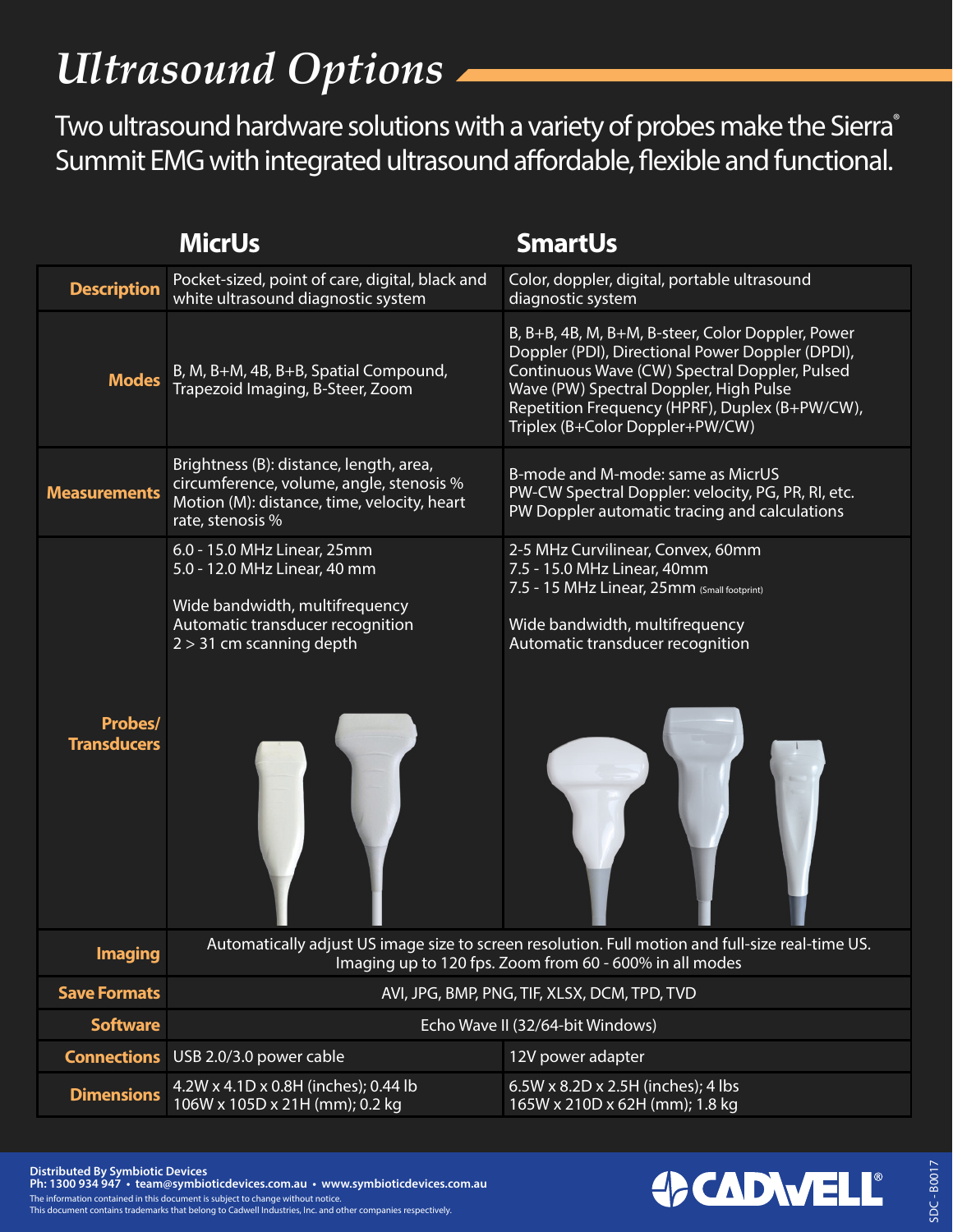# *Ultrasound Options*

Two ultrasound hardware solutions with a variety of probes make the Sierra® Summit EMG with integrated ultrasound affordable, flexible and functional.

| | MicrUs | SmartUs |
|---|---|---|
| **Description** | Pocket-sized, point of care, digital, black and white ultrasound diagnostic system | Color, doppler, digital, portable ultrasound diagnostic system |
| **Modes** | B, M, B+M, 4B, B+B, Spatial Compound, Trapezoid Imaging, B-Steer, Zoom | B, B+B, 4B, M, B+M, B-steer, Color Doppler, Power Doppler (PDI), Directional Power Doppler (DPDI), Continuous Wave (CW) Spectral Doppler, Pulsed Wave (PW) Spectral Doppler, High Pulse Repetition Frequency (HPRF), Duplex (B+PW/CW), Triplex (B+Color Doppler+PW/CW) |
| **Measurements** | Brightness (B): distance, length, area, circumference, volume, angle, stenosis %<br>Motion (M): distance, time, velocity, heart rate, stenosis % | B-mode and M-mode: same as MicrUS<br>PW-CW Spectral Doppler: velocity, PG, PR, RI, etc.<br>PW Doppler automatic tracing and calculations |
| **Probes/ Transducers** | 6.0 - 15.0 MHz Linear, 25mm<br>5.0 - 12.0 MHz Linear, 40 mm<br><br>Wide bandwidth, multifrequency<br>Automatic transducer recognition<br>2 > 31 cm scanning depth | 2-5 MHz Curvilinear, Convex, 60mm<br>7.5 - 15.0 MHz Linear, 40mm<br>7.5 - 15 MHz Linear, 25mm (Small footprint)<br><br>Wide bandwidth, multifrequency<br>Automatic transducer recognition |
| **Imaging** | Automatically adjust US image size to screen resolution. Full motion and full-size real-time US. Imaging up to 120 fps. Zoom from 60 - 600% in all modes | |
| **Save Formats** | AVI, JPG, BMP, PNG, TIF, XLSX, DCM, TPD, TVD | |
| **Software** | Echo Wave II (32/64-bit Windows) | |
| **Connections** | USB 2.0/3.0 power cable | 12V power adapter |
| **Dimensions** | 4.2W x 4.1D x 0.8H (inches); 0.44 lb<br>106W x 105D x 21H (mm); 0.2 kg | 6.5W x 8.2D x 2.5H (inches); 4 lbs<br>165W x 210D x 62H (mm); 1.8 kg |

**Distributed By Symbiotic Devices**
**Ph: 1300 934 947 • team@symbioticdevices.com.au • www.symbioticdevices.com.au**
The information contained in this document is subject to change without notice.
This document contains trademarks that belong to Cadwell Industries, Inc. and other companies respectively.

CADWELL®

SDC - B0017